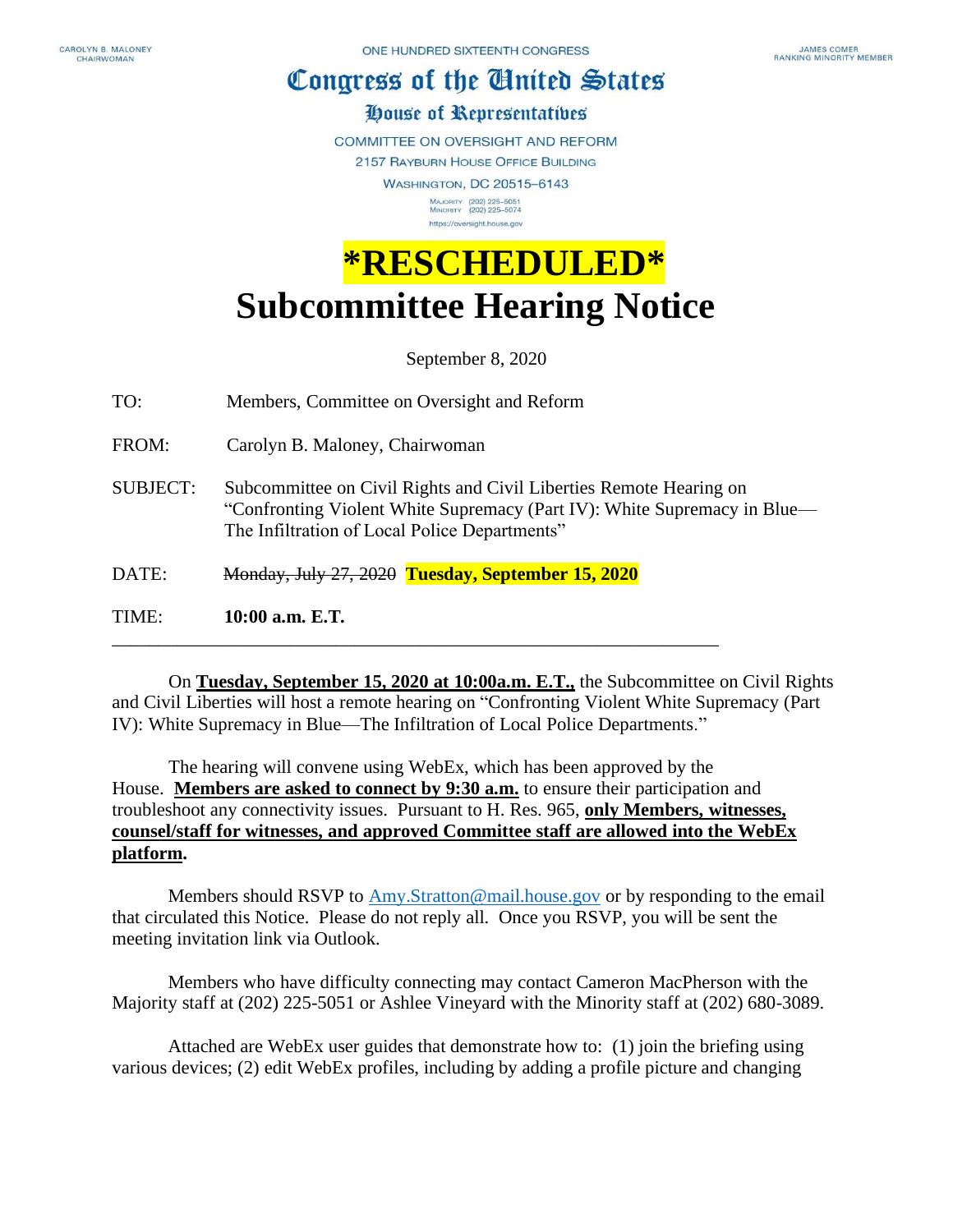CAROLYN B. MALONEY
CHAIRWOMAN

ONE HUNDRED SIXTEENTH CONGRESS

JAMES COMER
RANKING MINORITY MEMBER

# Congress of the United States

## House of Representatives

COMMITTEE ON OVERSIGHT AND REFORM
2157 RAYBURN HOUSE OFFICE BUILDING
WASHINGTON, DC 20515–6143

MAJORITY (202) 225–5051
MINORITY (202) 225–5074
https://oversight.house.gov

# *RESCHEDULED*

# Subcommittee Hearing Notice

September 8, 2020

TO: Members, Committee on Oversight and Reform

FROM: Carolyn B. Maloney, Chairwoman

SUBJECT: Subcommittee on Civil Rights and Civil Liberties Remote Hearing on "Confronting Violent White Supremacy (Part IV): White Supremacy in Blue—The Infiltration of Local Police Departments"

DATE: ~~Monday, July 27, 2020~~ **Tuesday, September 15, 2020**

TIME: **10:00 a.m. E.T.**

---

On **Tuesday, September 15, 2020 at 10:00a.m. E.T.,** the Subcommittee on Civil Rights and Civil Liberties will host a remote hearing on "Confronting Violent White Supremacy (Part IV): White Supremacy in Blue—The Infiltration of Local Police Departments."

The hearing will convene using WebEx, which has been approved by the House. **Members are asked to connect by 9:30 a.m.** to ensure their participation and troubleshoot any connectivity issues. Pursuant to H. Res. 965, **only Members, witnesses, counsel/staff for witnesses, and approved Committee staff are allowed into the WebEx platform.**

Members should RSVP to Amy.Stratton@mail.house.gov or by responding to the email that circulated this Notice. Please do not reply all. Once you RSVP, you will be sent the meeting invitation link via Outlook.

Members who have difficulty connecting may contact Cameron MacPherson with the Majority staff at (202) 225-5051 or Ashlee Vineyard with the Minority staff at (202) 680-3089.

Attached are WebEx user guides that demonstrate how to: (1) join the briefing using various devices; (2) edit WebEx profiles, including by adding a profile picture and changing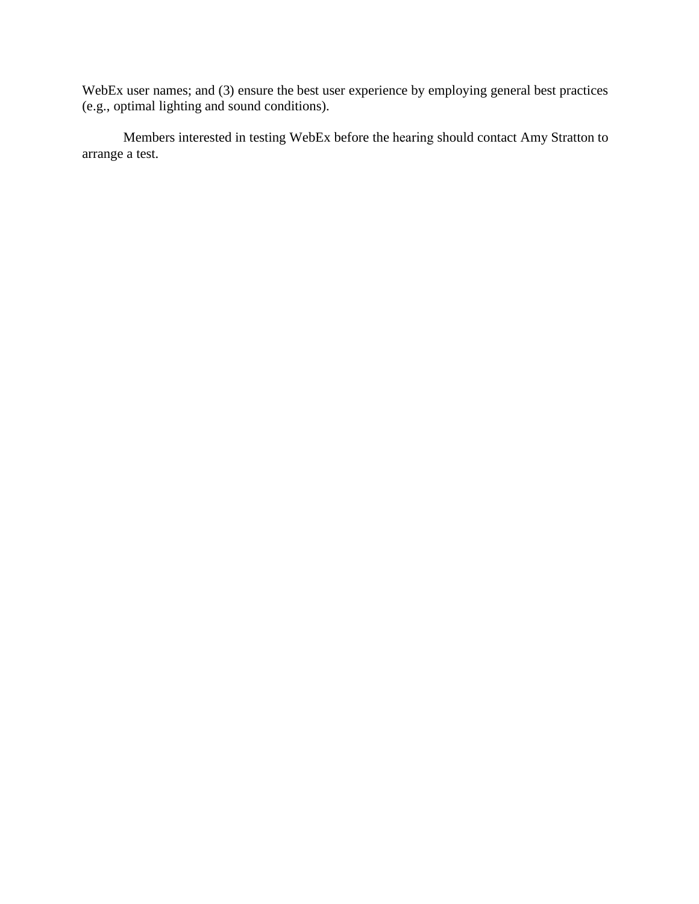WebEx user names; and (3) ensure the best user experience by employing general best practices (e.g., optimal lighting and sound conditions).

Members interested in testing WebEx before the hearing should contact Amy Stratton to arrange a test.